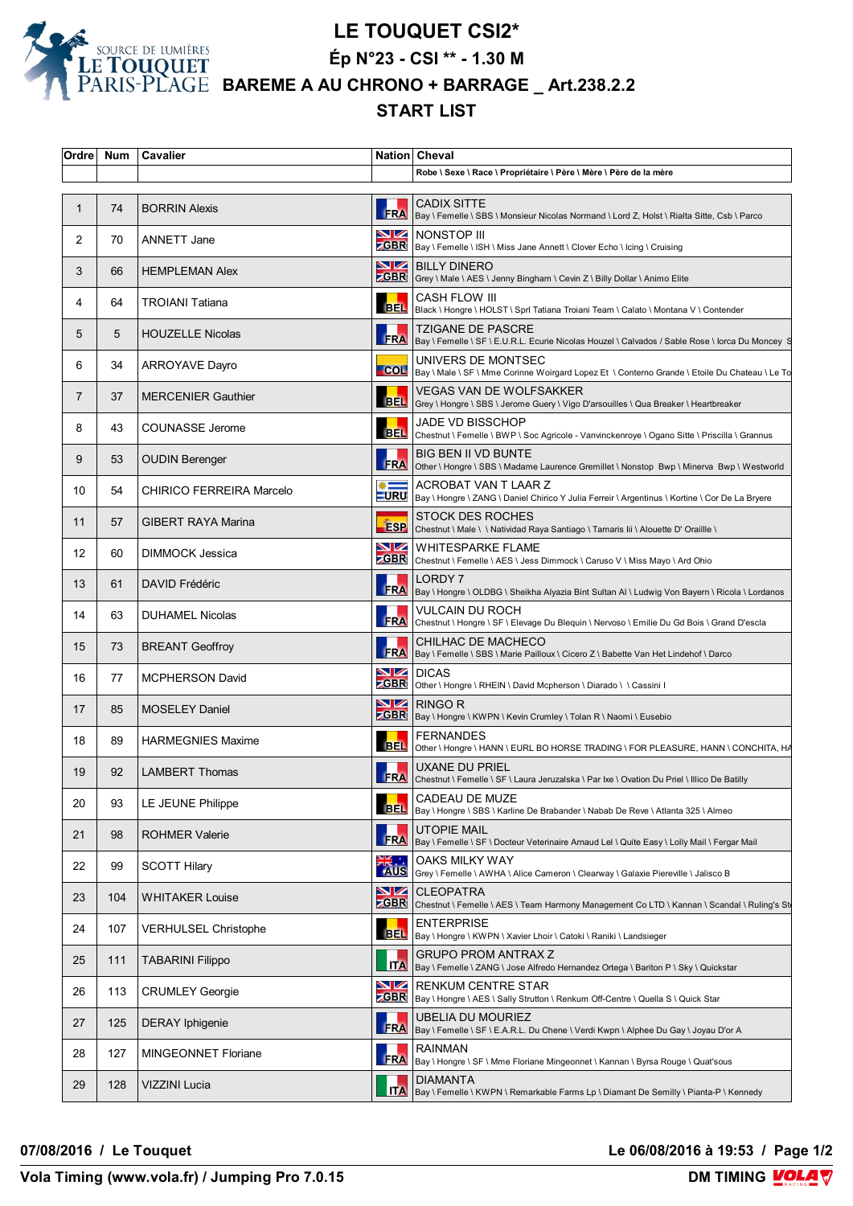# LE TOUQUET CSI2*

## Ép N°23 - CSI ** - 1.30 M

## BAREME A AU CHRONO + BARRAGE _ Art.238.2.2

## START LIST

| Ordre | Num | Cavalier | Nation | Cheval |
|---|---|---|---|---|
| | | | | Robe \ Sexe \ Race \ Propriétaire \ Père \ Mère \ Père de la mère |
| 1 | 74 | BORRIN Alexis | FRA | CADIX SITTE<br>Bay \ Femelle \ SBS \ Monsieur Nicolas Normand \ Lord Z, Holst \ Rialta Sitte, Csb \ Parco |
| 2 | 70 | ANNETT Jane | GBR | NONSTOP III<br>Bay \ Femelle \ ISH \ Miss Jane Annett \ Clover Echo \ Icing \ Cruising |
| 3 | 66 | HEMPLEMAN Alex | GBR | BILLY DINERO<br>Grey \ Male \ AES \ Jenny Bingham \ Cevin Z \ Billy Dollar \ Animo Elite |
| 4 | 64 | TROIANI Tatiana | BEL | CASH FLOW III<br>Black \ Hongre \ HOLST \ Sprl Tatiana Troiani Team \ Calato \ Montana V \ Contender |
| 5 | 5 | HOUZELLE Nicolas | FRA | TZIGANE DE PASCRE<br>Bay \ Femelle \ SF \ E.U.R.L. Ecurie Nicolas Houzel \ Calvados / Sable Rose \ Iorca Du Moncey S |
| 6 | 34 | ARROYAVE Dayro | COL | UNIVERS DE MONTSEC<br>Bay \ Male \ SF \ Mme Corinne Woirgard Lopez Et \ Conterno Grande \ Etoile Du Chateau \ Le To |
| 7 | 37 | MERCENIER Gauthier | BEL | VEGAS VAN DE WOLFSAKKER<br>Grey \ Hongre \ SBS \ Jerome Guery \ Vigo D'arsouilles \ Qua Breaker \ Heartbreaker |
| 8 | 43 | COUNASSE Jerome | BEL | JADE VD BISSCHOP<br>Chestnut \ Femelle \ BWP \ Soc Agricole - Vanvinckenroye \ Ogano Sitte \ Priscilla \ Grannus |
| 9 | 53 | OUDIN Berenger | FRA | BIG BEN II VD BUNTE<br>Other \ Hongre \ SBS \ Madame Laurence Gremillet \ Nonstop Bwp \ Minerva Bwp \ Westworld |
| 10 | 54 | CHIRICO FERREIRA Marcelo | URU | ACROBAT VAN T LAAR Z<br>Bay \ Hongre \ ZANG \ Daniel Chirico Y Julia Ferreir \ Argentinus \ Kortine \ Cor De La Bryere |
| 11 | 57 | GIBERT RAYA Marina | ESP | STOCK DES ROCHES<br>Chestnut \ Male \ \ Natividad Raya Santiago \ Tamaris Iii \ Alouette D' Oraillle \ |
| 12 | 60 | DIMMOCK Jessica | GBR | WHITESPARKE FLAME<br>Chestnut \ Femelle \ AES \ Jess Dimmock \ Caruso V \ Miss Mayo \ Ard Ohio |
| 13 | 61 | DAVID Frédéric | FRA | LORDY 7<br>Bay \ Hongre \ OLDBG \ Sheikha Alyazia Bint Sultan Al \ Ludwig Von Bayern \ Ricola \ Lordanos |
| 14 | 63 | DUHAMEL Nicolas | FRA | VULCAIN DU ROCH<br>Chestnut \ Hongre \ SF \ Elevage Du Blequin \ Nervoso \ Emilie Du Gd Bois \ Grand D'escla |
| 15 | 73 | BREANT Geoffroy | FRA | CHILHAC DE MACHECO<br>Bay \ Femelle \ SBS \ Marie Pailloux \ Cicero Z \ Babette Van Het Lindehof \ Darco |
| 16 | 77 | MCPHERSON David | GBR | DICAS<br>Other \ Hongre \ RHEIN \ David Mcpherson \ Diarado \ \ Cassini I |
| 17 | 85 | MOSELEY Daniel | GBR | RINGO R<br>Bay \ Hongre \ KWPN \ Kevin Crumley \ Tolan R \ Naomi \ Eusebio |
| 18 | 89 | HARMEGNIES Maxime | BEL | FERNANDES<br>Other \ Hongre \ HANN \ EURL BO HORSE TRADING \ FOR PLEASURE, HANN \ CONCHITA, HA |
| 19 | 92 | LAMBERT Thomas | FRA | UXANE DU PRIEL<br>Chestnut \ Femelle \ SF \ Laura Jeruzalska \ Par Ixe \ Ovation Du Priel \ Illico De Batilly |
| 20 | 93 | LE JEUNE Philippe | BEL | CADEAU DE MUZE<br>Bay \ Hongre \ SBS \ Karline De Brabander \ Nabab De Reve \ Atlanta 325 \ Almeo |
| 21 | 98 | ROHMER Valerie | FRA | UTOPIE MAIL<br>Bay \ Femelle \ SF \ Docteur Veterinaire Arnaud Lel \ Quite Easy \ Lolly Mail \ Fergar Mail |
| 22 | 99 | SCOTT Hilary | AUS | OAKS MILKY WAY<br>Grey \ Femelle \ AWHA \ Alice Cameron \ Clearway \ Galaxie Piereville \ Jalisco B |
| 23 | 104 | WHITAKER Louise | GBR | CLEOPATRA<br>Chestnut \ Femelle \ AES \ Team Harmony Management Co LTD \ Kannan \ Scandal \ Ruling's St |
| 24 | 107 | VERHULSEL Christophe | BEL | ENTERPRISE<br>Bay \ Hongre \ KWPN \ Xavier Lhoir \ Catoki \ Raniki \ Landsieger |
| 25 | 111 | TABARINI Filippo | ITA | GRUPO PROM ANTRAX Z<br>Bay \ Femelle \ ZANG \ Jose Alfredo Hernandez Ortega \ Bariton P \ Sky \ Quickstar |
| 26 | 113 | CRUMLEY Georgie | GBR | RENKUM CENTRE STAR<br>Bay \ Hongre \ AES \ Sally Strutton \ Renkum Off-Centre \ Quella S \ Quick Star |
| 27 | 125 | DERAY Iphigenie | FRA | UBELIA DU MOURIEZ<br>Bay \ Femelle \ SF \ E.A.R.L. Du Chene \ Verdi Kwpn \ Alphee Du Gay \ Joyau D'or A |
| 28 | 127 | MINGEONNET Floriane | FRA | RAINMAN<br>Bay \ Hongre \ SF \ Mme Floriane Mingeonnet \ Kannan \ Byrsa Rouge \ Quat'sous |
| 29 | 128 | VIZZINI Lucia | ITA | DIAMANTA<br>Bay \ Femelle \ KWPN \ Remarkable Farms Lp \ Diamant De Semilly \ Pianta-P \ Kennedy |

**07/08/2016 / Le Touquet** — **Le 06/08/2016 à 19:53**

**Vola Timing (www.vola.fr) / Jumping Pro 7.0.15** — **DM TIMING**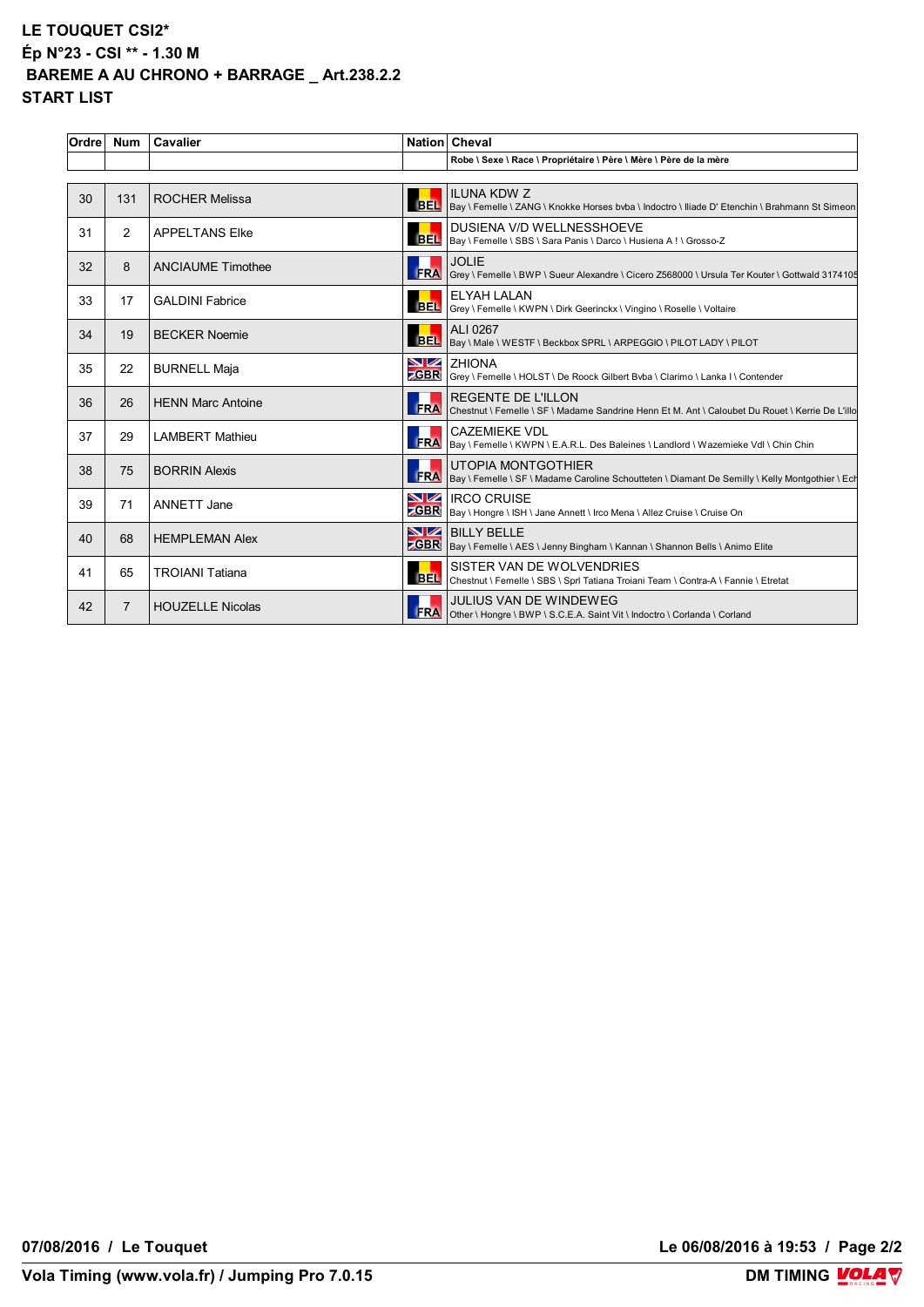**LE TOUQUET CSI2***
**Ép N°23 - CSI ** - 1.30 M**
**BAREME A AU CHRONO + BARRAGE _ Art.238.2.2**
**START LIST**

| Ordre | Num | Cavalier | Nation | Cheval |
|---|---|---|---|---|
| | | | | Robe \ Sexe \ Race \ Propriétaire \ Père \ Mère \ Père de la mère |
| 30 | 131 | ROCHER Melissa | BEL | ILUNA KDW Z<br>Bay \ Femelle \ ZANG \ Knokke Horses bvba \ Indoctro \ Iliade D' Etenchin \ Brahmann St Simeon |
| 31 | 2 | APPELTANS Elke | BEL | DUSIENA V/D WELLNESSHOEVE<br>Bay \ Femelle \ SBS \ Sara Panis \ Darco \ Husiena A ! \ Grosso-Z |
| 32 | 8 | ANCIAUME Timothee | FRA | JOLIE<br>Grey \ Femelle \ BWP \ Sueur Alexandre \ Cicero Z568000 \ Ursula Ter Kouter \ Gottwald 3174105 |
| 33 | 17 | GALDINI Fabrice | BEL | ELYAH LALAN<br>Grey \ Femelle \ KWPN \ Dirk Geerinckx \ Vingino \ Roselle \ Voltaire |
| 34 | 19 | BECKER Noemie | BEL | ALI 0267<br>Bay \ Male \ WESTF \ Beckbox SPRL \ ARPEGGIO \ PILOT LADY \ PILOT |
| 35 | 22 | BURNELL Maja | GBR | ZHIONA<br>Grey \ Femelle \ HOLST \ De Roock Gilbert Bvba \ Clarimo \ Lanka I \ Contender |
| 36 | 26 | HENN Marc Antoine | FRA | REGENTE DE L'ILLON<br>Chestnut \ Femelle \ SF \ Madame Sandrine Henn Et M. Ant \ Caloubet Du Rouet \ Kerrie De L'illo |
| 37 | 29 | LAMBERT Mathieu | FRA | CAZEMIEKE VDL<br>Bay \ Femelle \ KWPN \ E.A.R.L. Des Baleines \ Landlord \ Wazemieke Vdl \ Chin Chin |
| 38 | 75 | BORRIN Alexis | FRA | UTOPIA MONTGOTHIER<br>Bay \ Femelle \ SF \ Madame Caroline Schoutteten \ Diamant De Semilly \ Kelly Montgothier \ Ech |
| 39 | 71 | ANNETT Jane | GBR | IRCO CRUISE<br>Bay \ Hongre \ ISH \ Jane Annett \ Irco Mena \ Allez Cruise \ Cruise On |
| 40 | 68 | HEMPLEMAN Alex | GBR | BILLY BELLE<br>Bay \ Femelle \ AES \ Jenny Bingham \ Kannan \ Shannon Bells \ Animo Elite |
| 41 | 65 | TROIANI Tatiana | BEL | SISTER VAN DE WOLVENDRIES<br>Chestnut \ Femelle \ SBS \ Sprl Tatiana Troiani Team \ Contra-A \ Fannie \ Etretat |
| 42 | 7 | HOUZELLE Nicolas | FRA | JULIUS VAN DE WINDEWEG<br>Other \ Hongre \ BWP \ S.C.E.A. Saint Vit \ Indoctro \ Corlanda \ Corland |

**07/08/2016 / Le Touquet** — **Le 06/08/2016 à 19:53**

**Vola Timing (www.vola.fr) / Jumping Pro 7.0.15** — **DM TIMING**